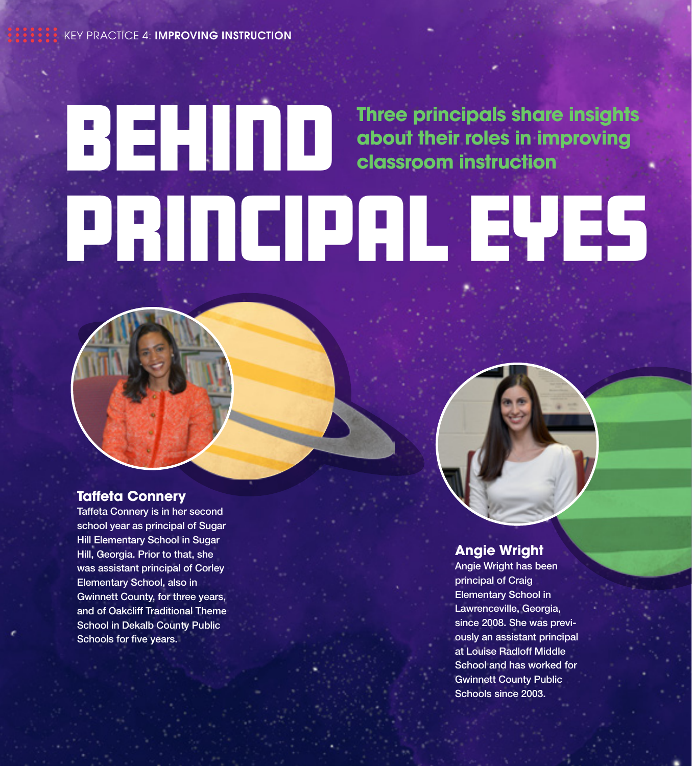KEY PRACTICE 4: **IMPROVING INSTRUCTION**

# BEHIND PRINCIPAL EYES

**Three principals share insights about their roles in improving classroom instruction**

### Taffeta Connery

Taffeta Connery is in her second school year as principal of Sugar Hill Elementary School in Sugar Hill, Georgia. Prior to that, she was assistant principal of Corley Elementary School, also in Gwinnett County, for three years, and of Oakcliff Traditional Theme School in Dekalb County Public Schools for five years.

### Angie Wright

Angie Wright has been principal of Craig Elementary School in Lawrenceville, Georgia, since 2008. She was previously an assistant principal at Louise Radloff Middle School and has worked for Gwinnett County Public Schools since 2003.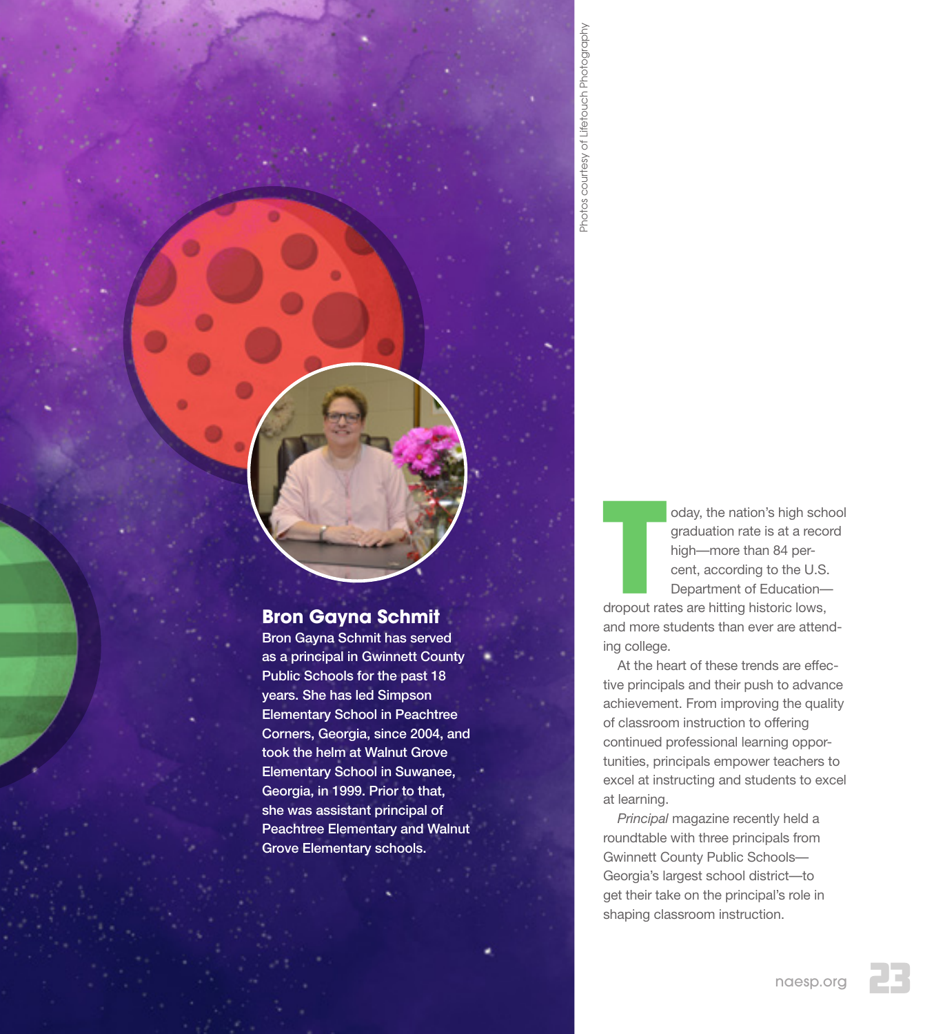Photos courtesy of Lifetouch Photography

### Bron Gayna Schmit

Bron Gayna Schmit has served as a principal in Gwinnett County Public Schools for the past 18 years. She has led Simpson Elementary School in Peachtree Corners, Georgia, since 2004, and took the helm at Walnut Grove Elementary School in Suwanee, Georgia, in 1999. Prior to that, she was assistant principal of Peachtree Elementary and Walnut Grove Elementary schools.

Today, the nation's high school graduation rate is at a record high—more than 84 percent, according to the U.S. Department of Education—dropout rates are hitting historic lows, and more students than ever are attending college.

At the heart of these trends are effective principals and their push to advance achievement. From improving the quality of classroom instruction to offering continued professional learning opportunities, principals empower teachers to excel at instructing and students to excel at learning.

*Principal* magazine recently held a roundtable with three principals from Gwinnett County Public Schools—Georgia's largest school district—to get their take on the principal's role in shaping classroom instruction.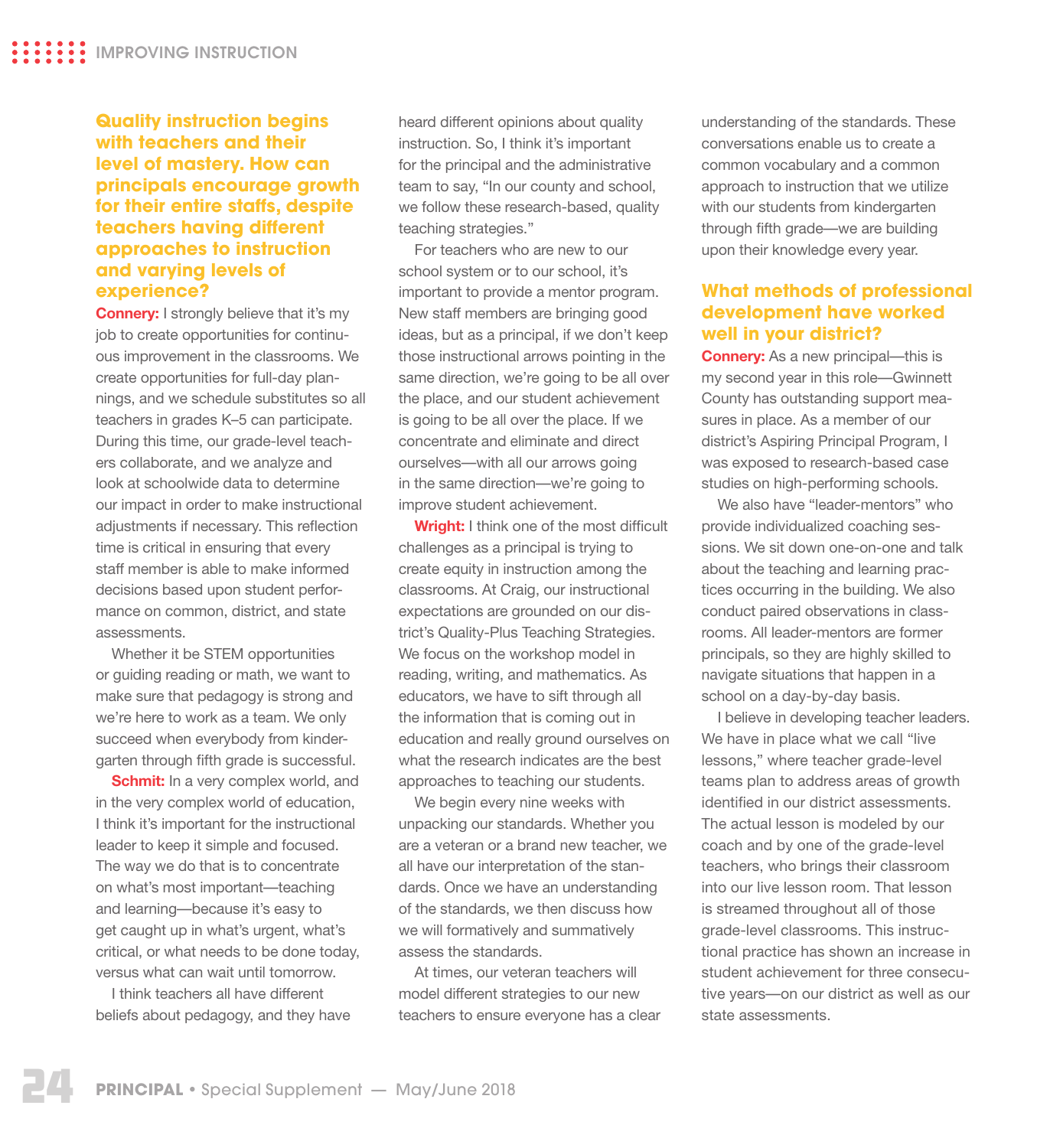### Quality instruction begins with teachers and their level of mastery. How can principals encourage growth for their entire staffs, despite teachers having different approaches to instruction and varying levels of experience?

**Connery:** I strongly believe that it's my job to create opportunities for continuous improvement in the classrooms. We create opportunities for full-day plannings, and we schedule substitutes so all teachers in grades K–5 can participate. During this time, our grade-level teachers collaborate, and we analyze and look at schoolwide data to determine our impact in order to make instructional adjustments if necessary. This reflection time is critical in ensuring that every staff member is able to make informed decisions based upon student performance on common, district, and state assessments.

Whether it be STEM opportunities or guiding reading or math, we want to make sure that pedagogy is strong and we're here to work as a team. We only succeed when everybody from kindergarten through fifth grade is successful.

**Schmit:** In a very complex world, and in the very complex world of education, I think it's important for the instructional leader to keep it simple and focused. The way we do that is to concentrate on what's most important—teaching and learning—because it's easy to get caught up in what's urgent, what's critical, or what needs to be done today, versus what can wait until tomorrow.

I think teachers all have different beliefs about pedagogy, and they have heard different opinions about quality instruction. So, I think it's important for the principal and the administrative team to say, "In our county and school, we follow these research-based, quality teaching strategies."

For teachers who are new to our school system or to our school, it's important to provide a mentor program. New staff members are bringing good ideas, but as a principal, if we don't keep those instructional arrows pointing in the same direction, we're going to be all over the place, and our student achievement is going to be all over the place. If we concentrate and eliminate and direct ourselves—with all our arrows going in the same direction—we're going to improve student achievement.

**Wright:** I think one of the most difficult challenges as a principal is trying to create equity in instruction among the classrooms. At Craig, our instructional expectations are grounded on our district's Quality-Plus Teaching Strategies. We focus on the workshop model in reading, writing, and mathematics. As educators, we have to sift through all the information that is coming out in education and really ground ourselves on what the research indicates are the best approaches to teaching our students.

We begin every nine weeks with unpacking our standards. Whether you are a veteran or a brand new teacher, we all have our interpretation of the standards. Once we have an understanding of the standards, we then discuss how we will formatively and summatively assess the standards.

At times, our veteran teachers will model different strategies to our new teachers to ensure everyone has a clear understanding of the standards. These conversations enable us to create a common vocabulary and a common approach to instruction that we utilize with our students from kindergarten through fifth grade—we are building upon their knowledge every year.

### What methods of professional development have worked well in your district?

**Connery:** As a new principal—this is my second year in this role—Gwinnett County has outstanding support measures in place. As a member of our district's Aspiring Principal Program, I was exposed to research-based case studies on high-performing schools.

We also have "leader-mentors" who provide individualized coaching sessions. We sit down one-on-one and talk about the teaching and learning practices occurring in the building. We also conduct paired observations in classrooms. All leader-mentors are former principals, so they are highly skilled to navigate situations that happen in a school on a day-by-day basis.

I believe in developing teacher leaders. We have in place what we call "live lessons," where teacher grade-level teams plan to address areas of growth identified in our district assessments. The actual lesson is modeled by our coach and by one of the grade-level teachers, who brings their classroom into our live lesson room. That lesson is streamed throughout all of those grade-level classrooms. This instructional practice has shown an increase in student achievement for three consecutive years—on our district as well as our state assessments.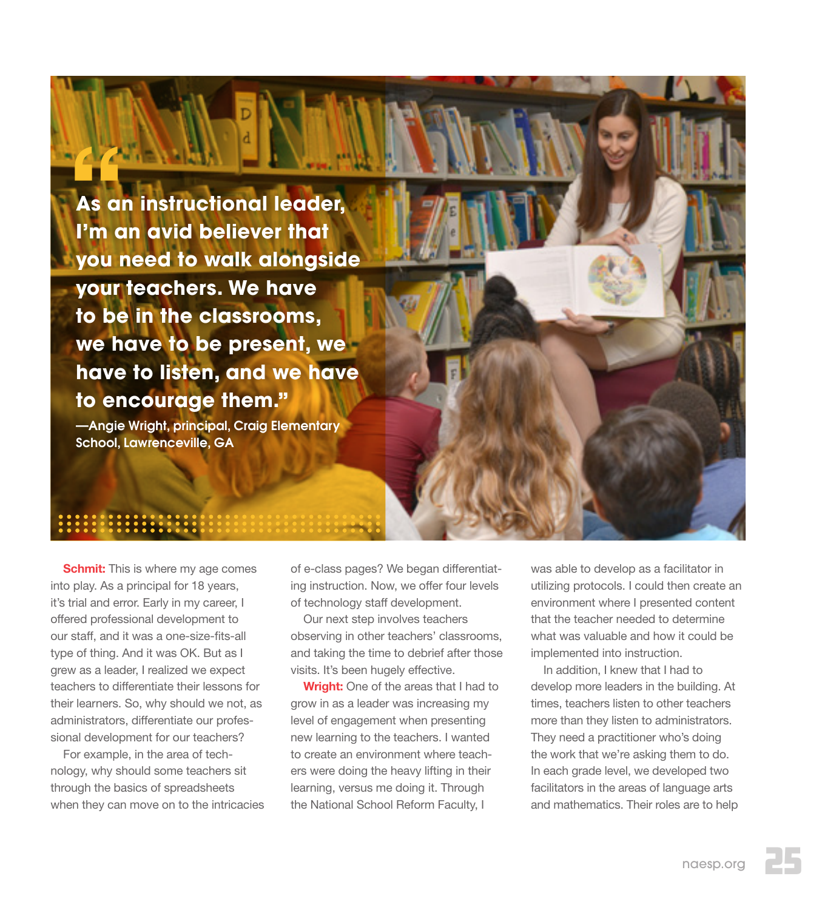> "As an instructional leader, I'm an avid believer that you need to walk alongside your teachers. We have to be in the classrooms, we have to be present, we have to listen, and we have to encourage them."
>
> —Angie Wright, principal, Craig Elementary School, Lawrenceville, GA

**Schmit:** This is where my age comes into play. As a principal for 18 years, it's trial and error. Early in my career, I offered professional development to our staff, and it was a one-size-fits-all type of thing. And it was OK. But as I grew as a leader, I realized we expect teachers to differentiate their lessons for their learners. So, why should we not, as administrators, differentiate our professional development for our teachers?

For example, in the area of technology, why should some teachers sit through the basics of spreadsheets when they can move on to the intricacies of e-class pages? We began differentiating instruction. Now, we offer four levels of technology staff development.

Our next step involves teachers observing in other teachers' classrooms, and taking the time to debrief after those visits. It's been hugely effective.

**Wright:** One of the areas that I had to grow in as a leader was increasing my level of engagement when presenting new learning to the teachers. I wanted to create an environment where teachers were doing the heavy lifting in their learning, versus me doing it. Through the National School Reform Faculty, I was able to develop as a facilitator in utilizing protocols. I could then create an environment where I presented content that the teacher needed to determine what was valuable and how it could be implemented into instruction.

In addition, I knew that I had to develop more leaders in the building. At times, teachers listen to other teachers more than they listen to administrators. They need a practitioner who's doing the work that we're asking them to do. In each grade level, we developed two facilitators in the areas of language arts and mathematics. Their roles are to help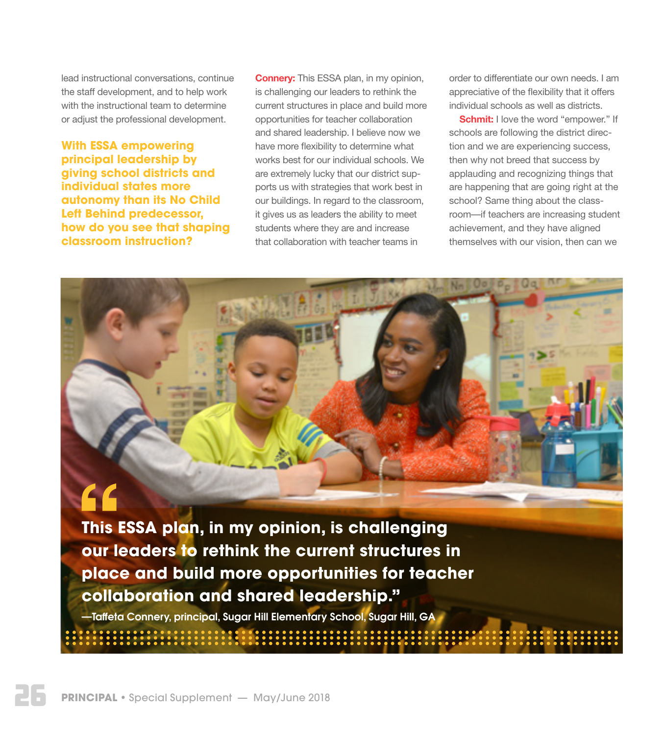lead instructional conversations, continue the staff development, and to help work with the instructional team to determine or adjust the professional development.

### With ESSA empowering principal leadership by giving school districts and individual states more autonomy than its No Child Left Behind predecessor, how do you see that shaping classroom instruction?

**Connery:** This ESSA plan, in my opinion, is challenging our leaders to rethink the current structures in place and build more opportunities for teacher collaboration and shared leadership. I believe now we have more flexibility to determine what works best for our individual schools. We are extremely lucky that our district supports us with strategies that work best in our buildings. In regard to the classroom, it gives us as leaders the ability to meet students where they are and increase that collaboration with teacher teams in order to differentiate our own needs. I am appreciative of the flexibility that it offers individual schools as well as districts.

**Schmit:** I love the word "empower." If schools are following the district direction and we are experiencing success, then why not breed that success by applauding and recognizing things that are happening that are going right at the school? Same thing about the classroom—if teachers are increasing student achievement, and they have aligned themselves with our vision, then can we

> **"This ESSA plan, in my opinion, is challenging our leaders to rethink the current structures in place and build more opportunities for teacher collaboration and shared leadership."**
>
> —Taffeta Connery, principal, Sugar Hill Elementary School, Sugar Hill, GA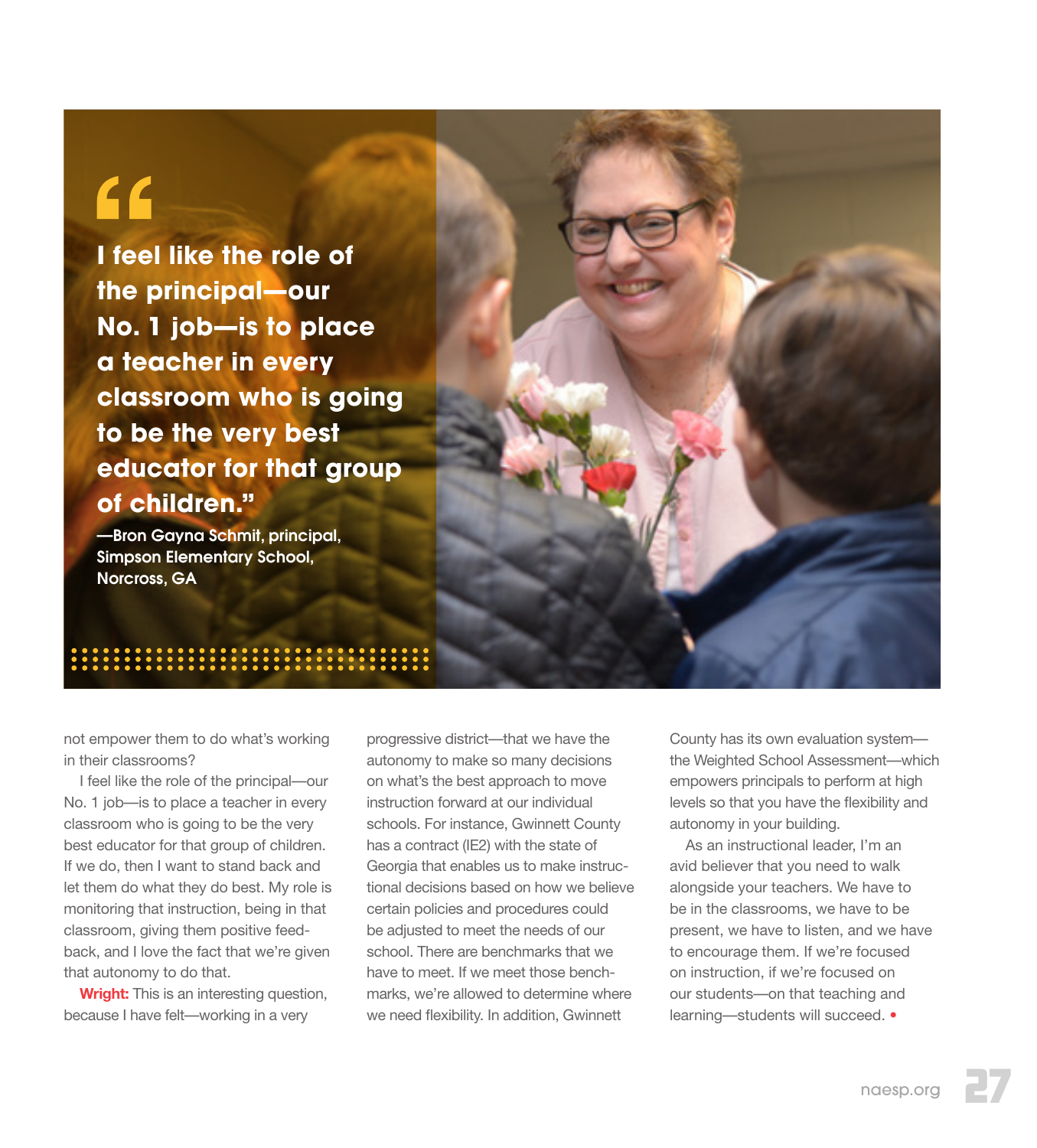> I feel like the role of the principal—our No. 1 job—is to place a teacher in every classroom who is going to be the very best educator for that group of children."
>
> —Bron Gayna Schmit, principal, Simpson Elementary School, Norcross, GA

not empower them to do what's working in their classrooms?

I feel like the role of the principal—our No. 1 job—is to place a teacher in every classroom who is going to be the very best educator for that group of children. If we do, then I want to stand back and let them do what they do best. My role is monitoring that instruction, being in that classroom, giving them positive feedback, and I love the fact that we're given that autonomy to do that.

**Wright:** This is an interesting question, because I have felt—working in a very progressive district—that we have the autonomy to make so many decisions on what's the best approach to move instruction forward at our individual schools. For instance, Gwinnett County has a contract (IE2) with the state of Georgia that enables us to make instructional decisions based on how we believe certain policies and procedures could be adjusted to meet the needs of our school. There are benchmarks that we have to meet. If we meet those benchmarks, we're allowed to determine where we need flexibility. In addition, Gwinnett County has its own evaluation system—the Weighted School Assessment—which empowers principals to perform at high levels so that you have the flexibility and autonomy in your building.

As an instructional leader, I'm an avid believer that you need to walk alongside your teachers. We have to be in the classrooms, we have to be present, we have to listen, and we have to encourage them. If we're focused on instruction, if we're focused on our students—on that teaching and learning—students will succeed. •